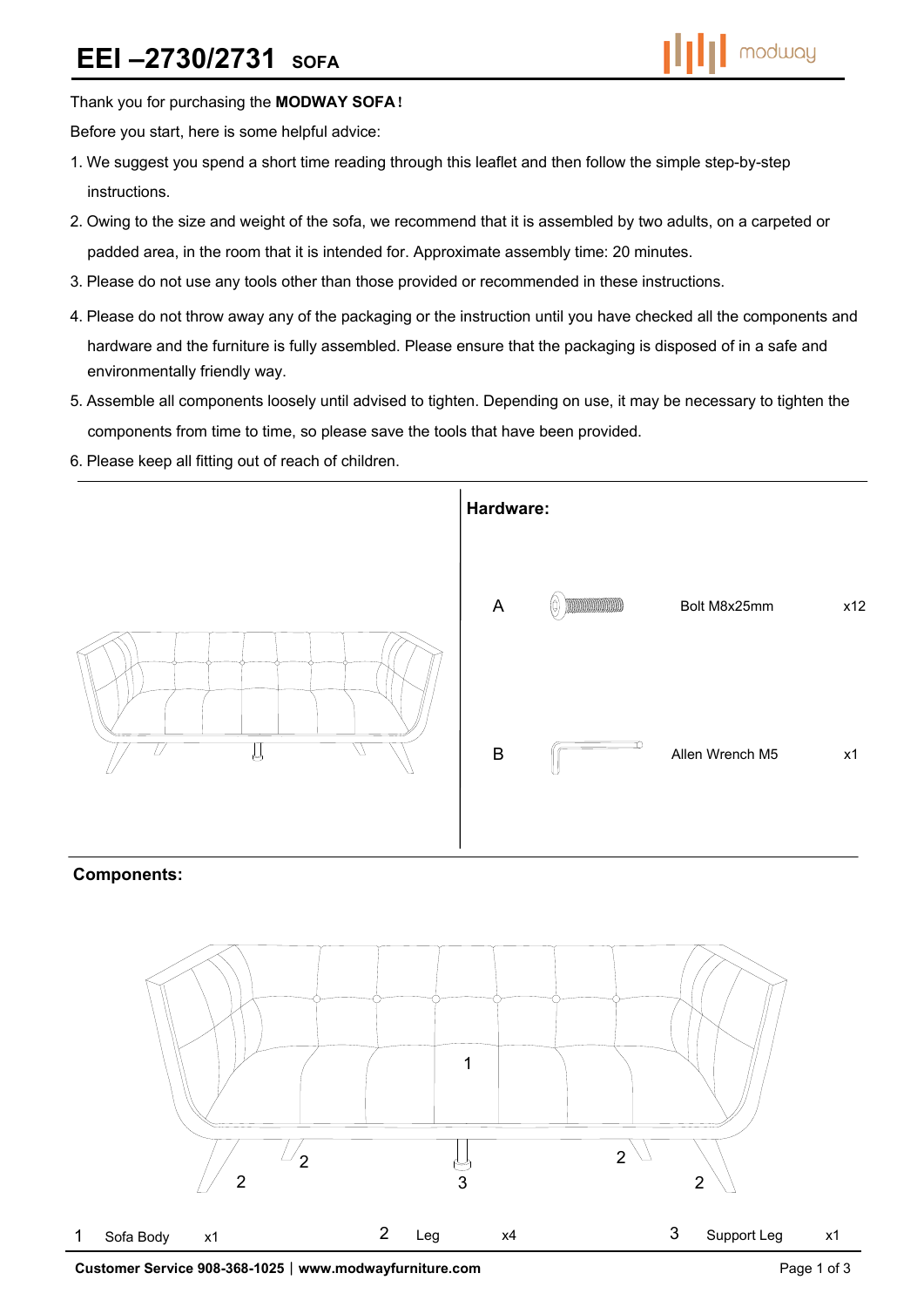// EEI –2730/2731 SOFA

# EEI –2730/2731 SOFA

Thank you for purchasing the **MODWAY SOFA!**

Before you start, here is some helpful advice:

1. We suggest you spend a short time reading through this leaflet and then follow the simple step-by-step instructions.
2. Owing to the size and weight of the sofa, we recommend that it is assembled by two adults, on a carpeted or padded area, in the room that it is intended for. Approximate assembly time: 20 minutes.
3. Please do not use any tools other than those provided or recommended in these instructions.
4. Please do not throw away any of the packaging or the instruction until you have checked all the components and hardware and the furniture is fully assembled. Please ensure that the packaging is disposed of in a safe and environmentally friendly way.
5. Assemble all components loosely until advised to tighten. Depending on use, it may be necessary to tighten the components from time to time, so please save the tools that have been provided.
6. Please keep all fitting out of reach of children.

## Hardware:

| | Part | Qty |
|---|---|---|
| A | Bolt M8x25mm | x12 |
| B | Allen Wrench M5 | x1 |

## Components:

| | Part | Qty |
|---|---|---|
| 1 | Sofa Body | x1 |
| 2 | Leg | x4 |
| 3 | Support Leg | x1 |

**Customer Service 908-368-1025 | www.modwayfurniture.com**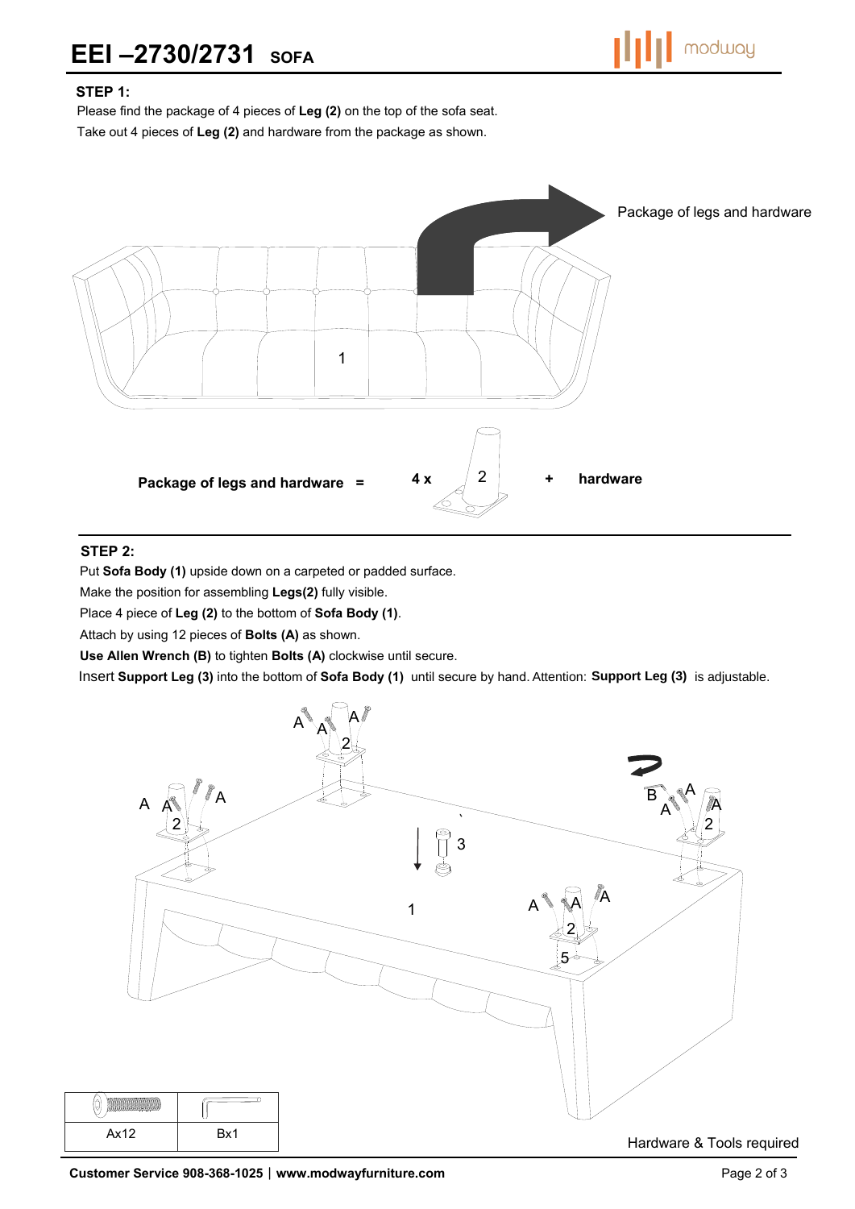# EEI –2730/2731 SOFA

**STEP 1:**

Please find the package of 4 pieces of **Leg (2)** on the top of the sofa seat.
Take out 4 pieces of **Leg (2)** and hardware from the package as shown.

Package of legs and hardware

**Package of legs and hardware = 4 x** 2 **+ hardware**

**STEP 2:**

Put **Sofa Body (1)** upside down on a carpeted or padded surface.
Make the position for assembling **Legs(2)** fully visible.
Place 4 piece of **Leg (2)** to the bottom of **Sofa Body (1)**.
Attach by using 12 pieces of **Bolts (A)** as shown.
**Use Allen Wrench (B)** to tighten **Bolts (A)** clockwise until secure.
Insert **Support Leg (3)** into the bottom of **Sofa Body (1)** until secure by hand. Attention: **Support Leg (3)** is adjustable.

| | |
|---|---|
| Ax12 | Bx1 |

Hardware & Tools required

**Customer Service 908-368-1025 | www.modwayfurniture.com**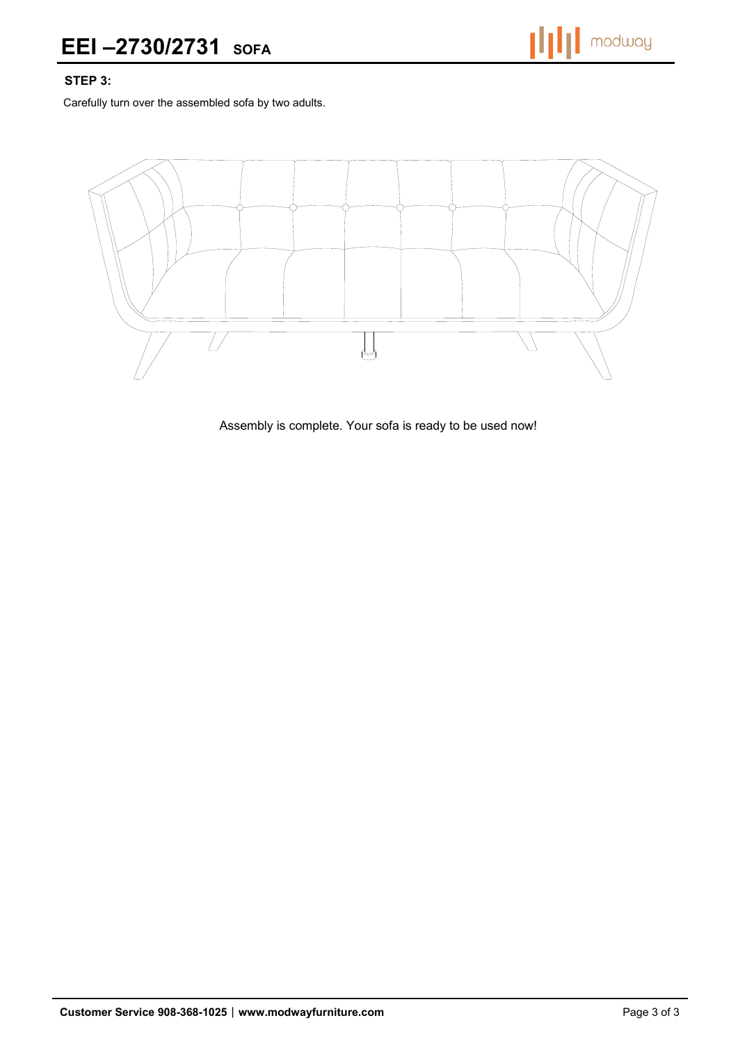# EEI –2730/2731 SOFA

**STEP 3:**

Carefully turn over the assembled sofa by two adults.

Assembly is complete. Your sofa is ready to be used now!

**Customer Service 908-368-1025 | www.modwayfurniture.com**